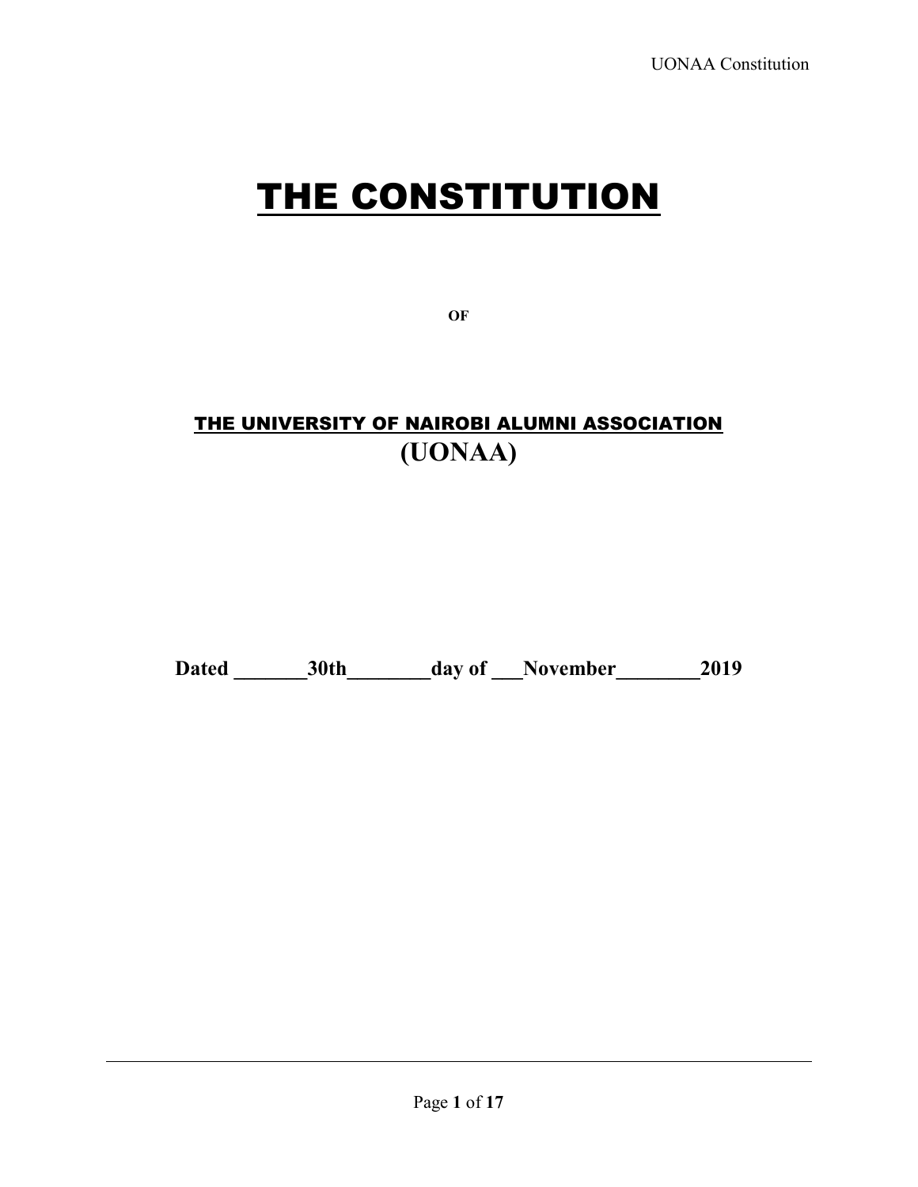# THE CONSTITUTION

**OF**

## THE UNIVERSITY OF NAIROBI ALUMNI ASSOCIATION
## (UONAA)

**Dated _______30th________day of ___November________2019**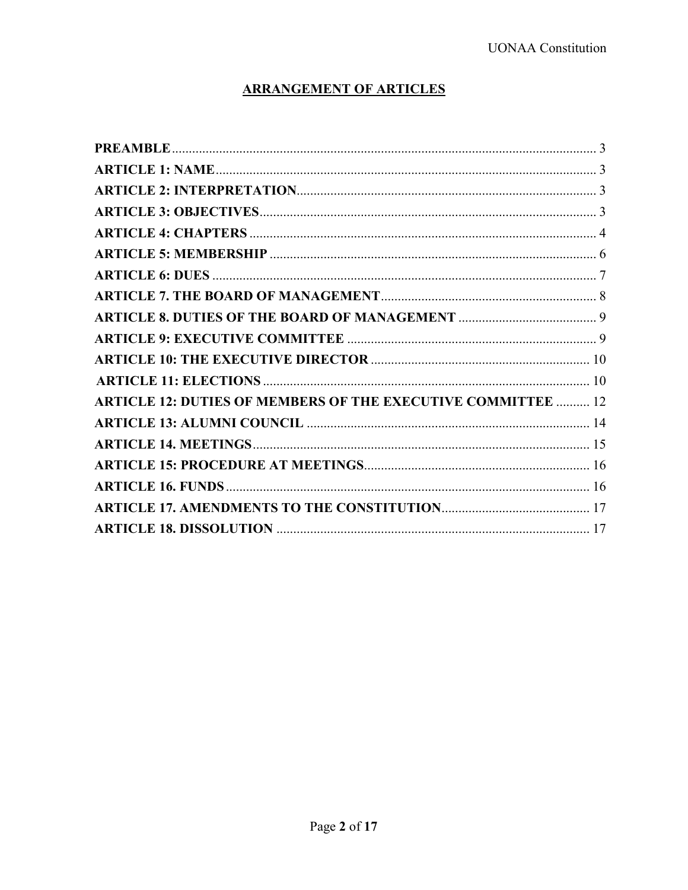## ARRANGEMENT OF ARTICLES

**PREAMBLE** ..... 3
**ARTICLE 1: NAME** ..... 3
**ARTICLE 2: INTERPRETATION** ..... 3
**ARTICLE 3: OBJECTIVES** ..... 3
**ARTICLE 4: CHAPTERS** ..... 4
**ARTICLE 5: MEMBERSHIP** ..... 6
**ARTICLE 6: DUES** ..... 7
**ARTICLE 7. THE BOARD OF MANAGEMENT** ..... 8
**ARTICLE 8. DUTIES OF THE BOARD OF MANAGEMENT** ..... 9
**ARTICLE 9: EXECUTIVE COMMITTEE** ..... 9
**ARTICLE 10: THE EXECUTIVE DIRECTOR** ..... 10
**ARTICLE 11: ELECTIONS** ..... 10
**ARTICLE 12: DUTIES OF MEMBERS OF THE EXECUTIVE COMMITTEE** ..... 12
**ARTICLE 13: ALUMNI COUNCIL** ..... 14
**ARTICLE 14. MEETINGS** ..... 15
**ARTICLE 15: PROCEDURE AT MEETINGS** ..... 16
**ARTICLE 16. FUNDS** ..... 16
**ARTICLE 17. AMENDMENTS TO THE CONSTITUTION** ..... 17
**ARTICLE 18. DISSOLUTION** ..... 17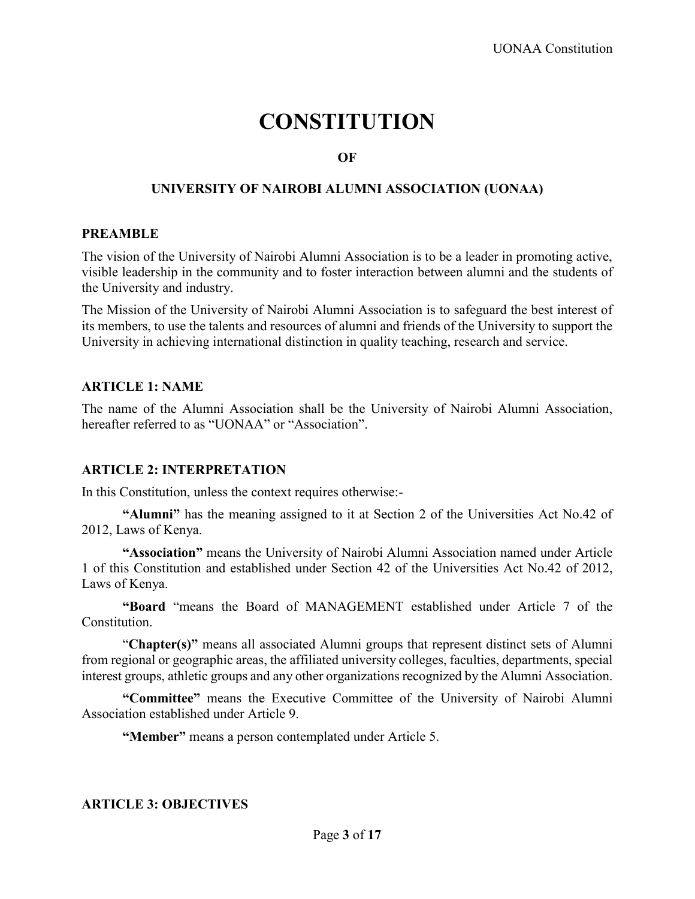# CONSTITUTION

**OF**

**UNIVERSITY OF NAIROBI ALUMNI ASSOCIATION (UONAA)**

**PREAMBLE**

The vision of the University of Nairobi Alumni Association is to be a leader in promoting active, visible leadership in the community and to foster interaction between alumni and the students of the University and industry.

The Mission of the University of Nairobi Alumni Association is to safeguard the best interest of its members, to use the talents and resources of alumni and friends of the University to support the University in achieving international distinction in quality teaching, research and service.

**ARTICLE 1: NAME**

The name of the Alumni Association shall be the University of Nairobi Alumni Association, hereafter referred to as "UONAA" or "Association".

**ARTICLE 2: INTERPRETATION**

In this Constitution, unless the context requires otherwise:-

**"Alumni"** has the meaning assigned to it at Section 2 of the Universities Act No.42 of 2012, Laws of Kenya.

**"Association"** means the University of Nairobi Alumni Association named under Article 1 of this Constitution and established under Section 42 of the Universities Act No.42 of 2012, Laws of Kenya.

**"Board** "means the Board of MANAGEMENT established under Article 7 of the Constitution.

"**Chapter(s)"** means all associated Alumni groups that represent distinct sets of Alumni from regional or geographic areas, the affiliated university colleges, faculties, departments, special interest groups, athletic groups and any other organizations recognized by the Alumni Association.

**"Committee"** means the Executive Committee of the University of Nairobi Alumni Association established under Article 9.

**"Member"** means a person contemplated under Article 5.

**ARTICLE 3: OBJECTIVES**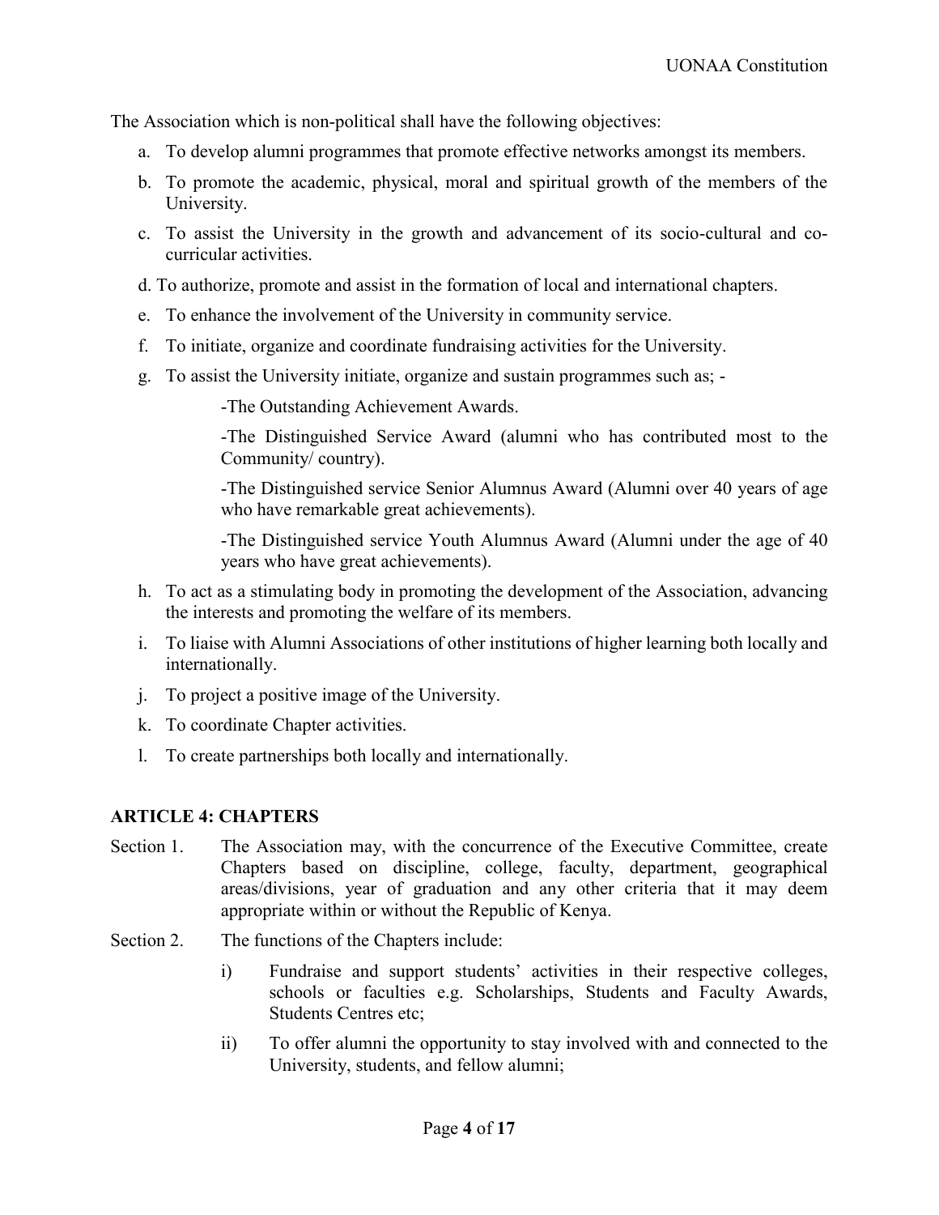The Association which is non-political shall have the following objectives:

a. To develop alumni programmes that promote effective networks amongst its members.
b. To promote the academic, physical, moral and spiritual growth of the members of the University.
c. To assist the University in the growth and advancement of its socio-cultural and co-curricular activities.
d. To authorize, promote and assist in the formation of local and international chapters.
e. To enhance the involvement of the University in community service.
f. To initiate, organize and coordinate fundraising activities for the University.
g. To assist the University initiate, organize and sustain programmes such as; -

   -The Outstanding Achievement Awards.

   -The Distinguished Service Award (alumni who has contributed most to the Community/ country).

   -The Distinguished service Senior Alumnus Award (Alumni over 40 years of age who have remarkable great achievements).

   -The Distinguished service Youth Alumnus Award (Alumni under the age of 40 years who have great achievements).

h. To act as a stimulating body in promoting the development of the Association, advancing the interests and promoting the welfare of its members.
i. To liaise with Alumni Associations of other institutions of higher learning both locally and internationally.
j. To project a positive image of the University.
k. To coordinate Chapter activities.
l. To create partnerships both locally and internationally.

## ARTICLE 4: CHAPTERS

Section 1. The Association may, with the concurrence of the Executive Committee, create Chapters based on discipline, college, faculty, department, geographical areas/divisions, year of graduation and any other criteria that it may deem appropriate within or without the Republic of Kenya.

Section 2. The functions of the Chapters include:

i) Fundraise and support students' activities in their respective colleges, schools or faculties e.g. Scholarships, Students and Faculty Awards, Students Centres etc;

ii) To offer alumni the opportunity to stay involved with and connected to the University, students, and fellow alumni;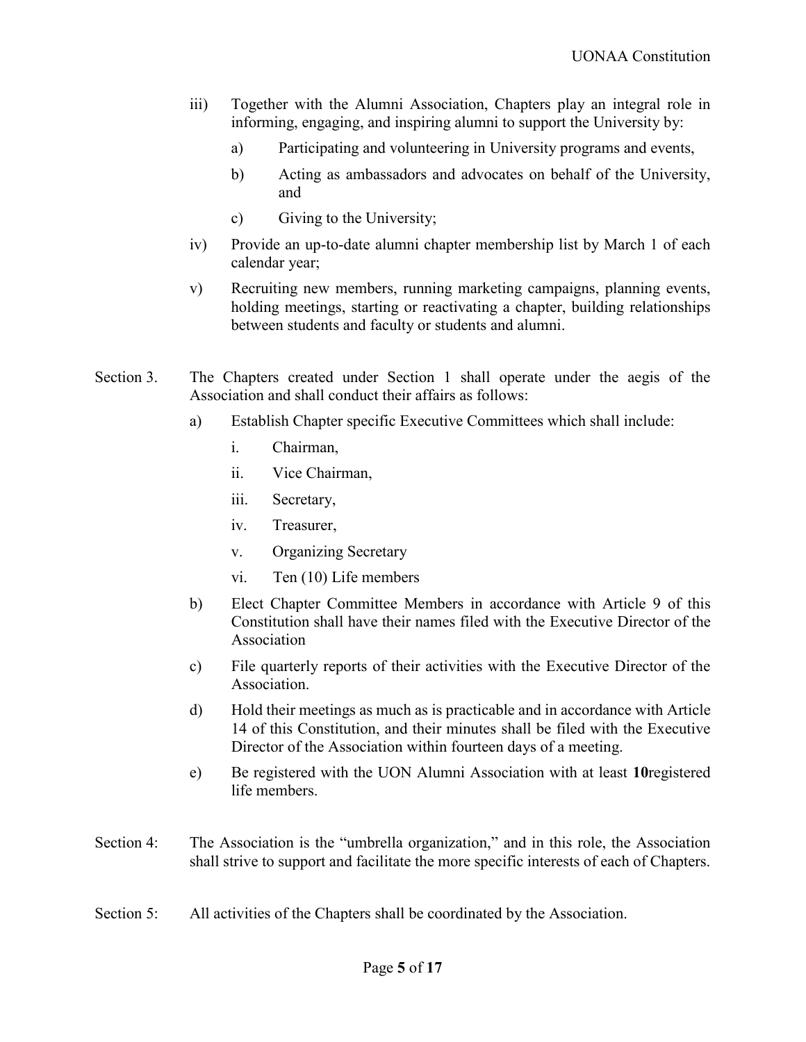iii) Together with the Alumni Association, Chapters play an integral role in informing, engaging, and inspiring alumni to support the University by:

   a) Participating and volunteering in University programs and events,

   b) Acting as ambassadors and advocates on behalf of the University, and

   c) Giving to the University;

iv) Provide an up-to-date alumni chapter membership list by March 1 of each calendar year;

v) Recruiting new members, running marketing campaigns, planning events, holding meetings, starting or reactivating a chapter, building relationships between students and faculty or students and alumni.

Section 3. The Chapters created under Section 1 shall operate under the aegis of the Association and shall conduct their affairs as follows:

a) Establish Chapter specific Executive Committees which shall include:

   i. Chairman,

   ii. Vice Chairman,

   iii. Secretary,

   iv. Treasurer,

   v. Organizing Secretary

   vi. Ten (10) Life members

b) Elect Chapter Committee Members in accordance with Article 9 of this Constitution shall have their names filed with the Executive Director of the Association

c) File quarterly reports of their activities with the Executive Director of the Association.

d) Hold their meetings as much as is practicable and in accordance with Article 14 of this Constitution, and their minutes shall be filed with the Executive Director of the Association within fourteen days of a meeting.

e) Be registered with the UON Alumni Association with at least **10**registered life members.

Section 4: The Association is the "umbrella organization," and in this role, the Association shall strive to support and facilitate the more specific interests of each of Chapters.

Section 5: All activities of the Chapters shall be coordinated by the Association.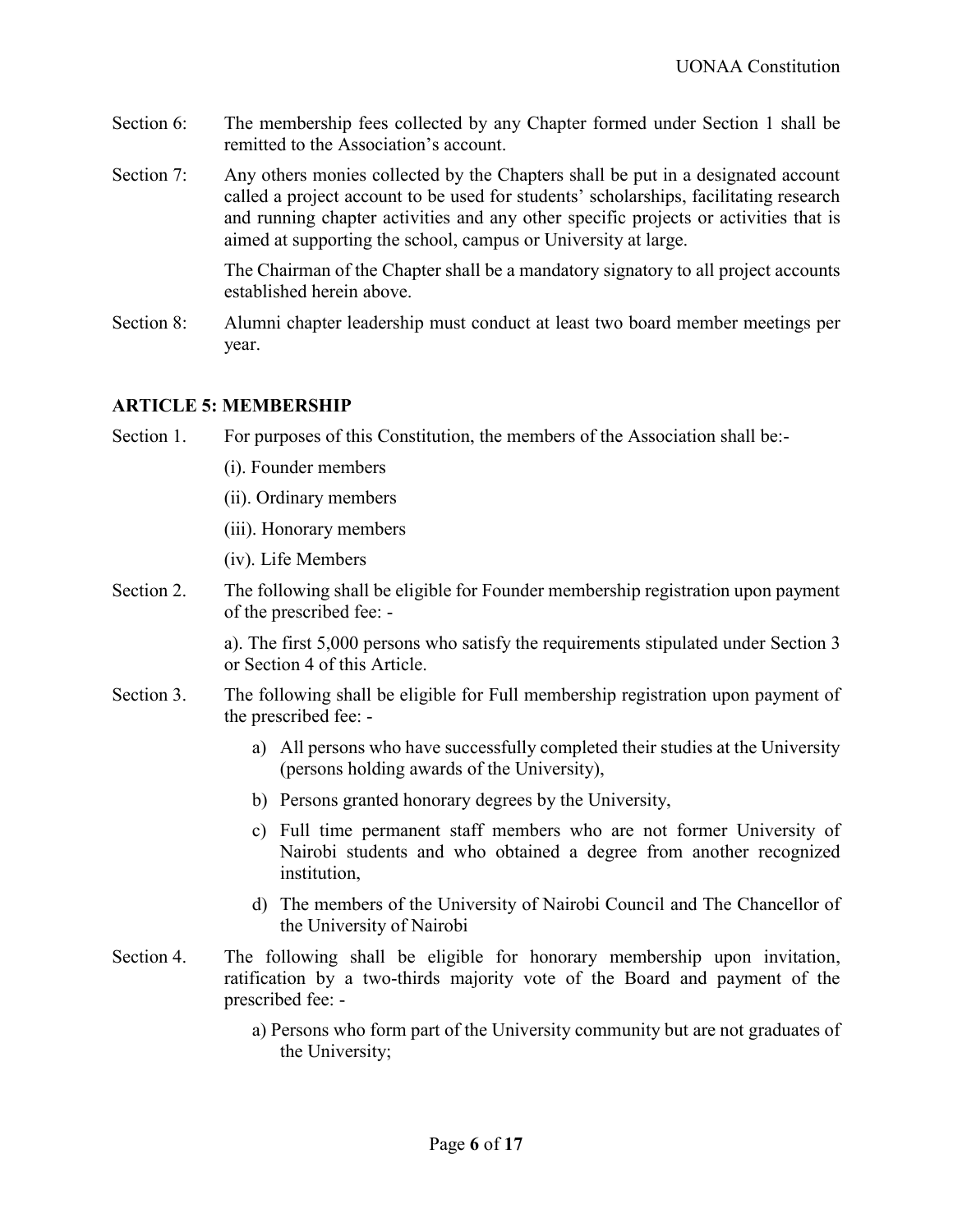Section 6: The membership fees collected by any Chapter formed under Section 1 shall be remitted to the Association's account.

Section 7: Any others monies collected by the Chapters shall be put in a designated account called a project account to be used for students' scholarships, facilitating research and running chapter activities and any other specific projects or activities that is aimed at supporting the school, campus or University at large.

The Chairman of the Chapter shall be a mandatory signatory to all project accounts established herein above.

Section 8: Alumni chapter leadership must conduct at least two board member meetings per year.

## ARTICLE 5: MEMBERSHIP

Section 1. For purposes of this Constitution, the members of the Association shall be:-

(i). Founder members

(ii). Ordinary members

(iii). Honorary members

(iv). Life Members

Section 2. The following shall be eligible for Founder membership registration upon payment of the prescribed fee: -

a). The first 5,000 persons who satisfy the requirements stipulated under Section 3 or Section 4 of this Article.

Section 3. The following shall be eligible for Full membership registration upon payment of the prescribed fee: -

a) All persons who have successfully completed their studies at the University (persons holding awards of the University),
b) Persons granted honorary degrees by the University,
c) Full time permanent staff members who are not former University of Nairobi students and who obtained a degree from another recognized institution,
d) The members of the University of Nairobi Council and The Chancellor of the University of Nairobi

Section 4. The following shall be eligible for honorary membership upon invitation, ratification by a two-thirds majority vote of the Board and payment of the prescribed fee: -

a) Persons who form part of the University community but are not graduates of the University;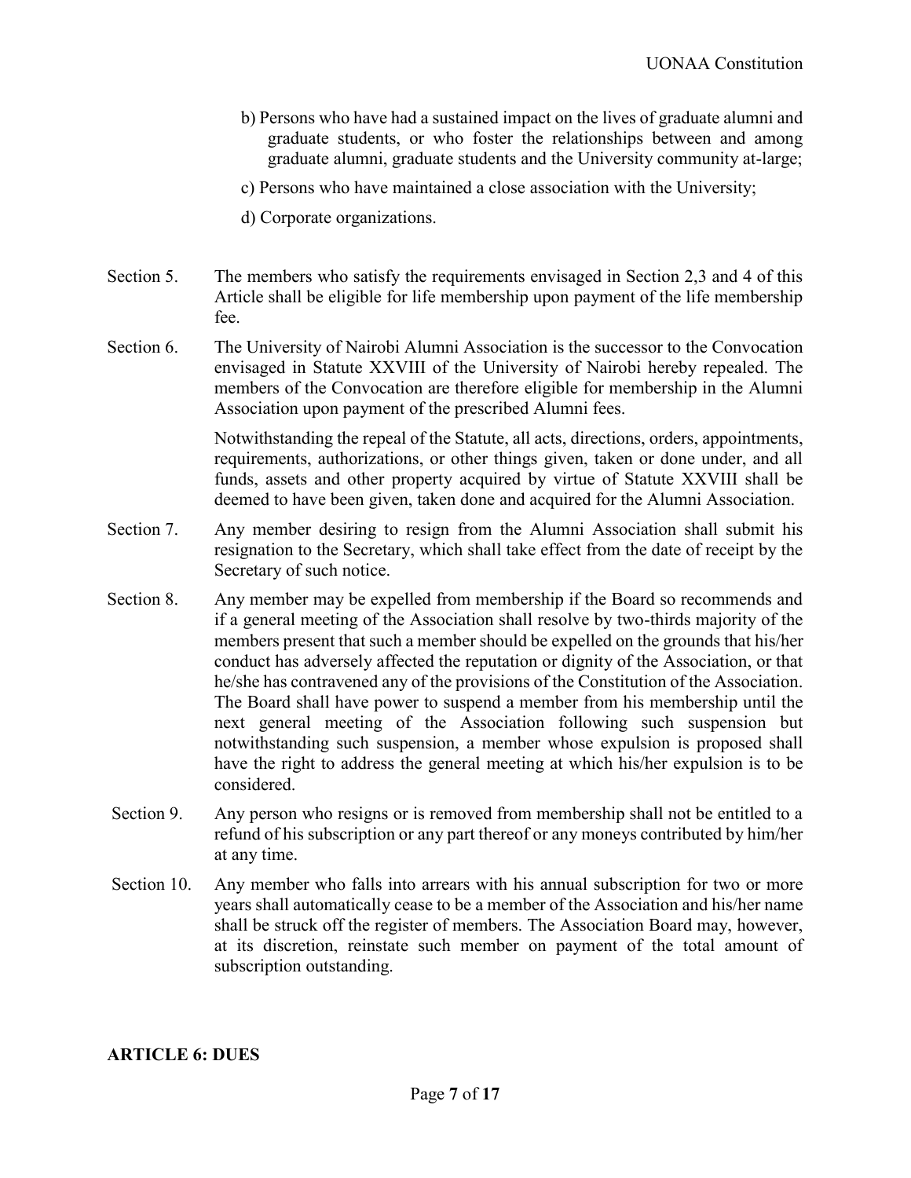b) Persons who have had a sustained impact on the lives of graduate alumni and graduate students, or who foster the relationships between and among graduate alumni, graduate students and the University community at-large;

c) Persons who have maintained a close association with the University;

d) Corporate organizations.

Section 5. The members who satisfy the requirements envisaged in Section 2,3 and 4 of this Article shall be eligible for life membership upon payment of the life membership fee.

Section 6. The University of Nairobi Alumni Association is the successor to the Convocation envisaged in Statute XXVIII of the University of Nairobi hereby repealed. The members of the Convocation are therefore eligible for membership in the Alumni Association upon payment of the prescribed Alumni fees.

Notwithstanding the repeal of the Statute, all acts, directions, orders, appointments, requirements, authorizations, or other things given, taken or done under, and all funds, assets and other property acquired by virtue of Statute XXVIII shall be deemed to have been given, taken done and acquired for the Alumni Association.

Section 7. Any member desiring to resign from the Alumni Association shall submit his resignation to the Secretary, which shall take effect from the date of receipt by the Secretary of such notice.

Section 8. Any member may be expelled from membership if the Board so recommends and if a general meeting of the Association shall resolve by two-thirds majority of the members present that such a member should be expelled on the grounds that his/her conduct has adversely affected the reputation or dignity of the Association, or that he/she has contravened any of the provisions of the Constitution of the Association. The Board shall have power to suspend a member from his membership until the next general meeting of the Association following such suspension but notwithstanding such suspension, a member whose expulsion is proposed shall have the right to address the general meeting at which his/her expulsion is to be considered.

Section 9. Any person who resigns or is removed from membership shall not be entitled to a refund of his subscription or any part thereof or any moneys contributed by him/her at any time.

Section 10. Any member who falls into arrears with his annual subscription for two or more years shall automatically cease to be a member of the Association and his/her name shall be struck off the register of members. The Association Board may, however, at its discretion, reinstate such member on payment of the total amount of subscription outstanding.

## ARTICLE 6: DUES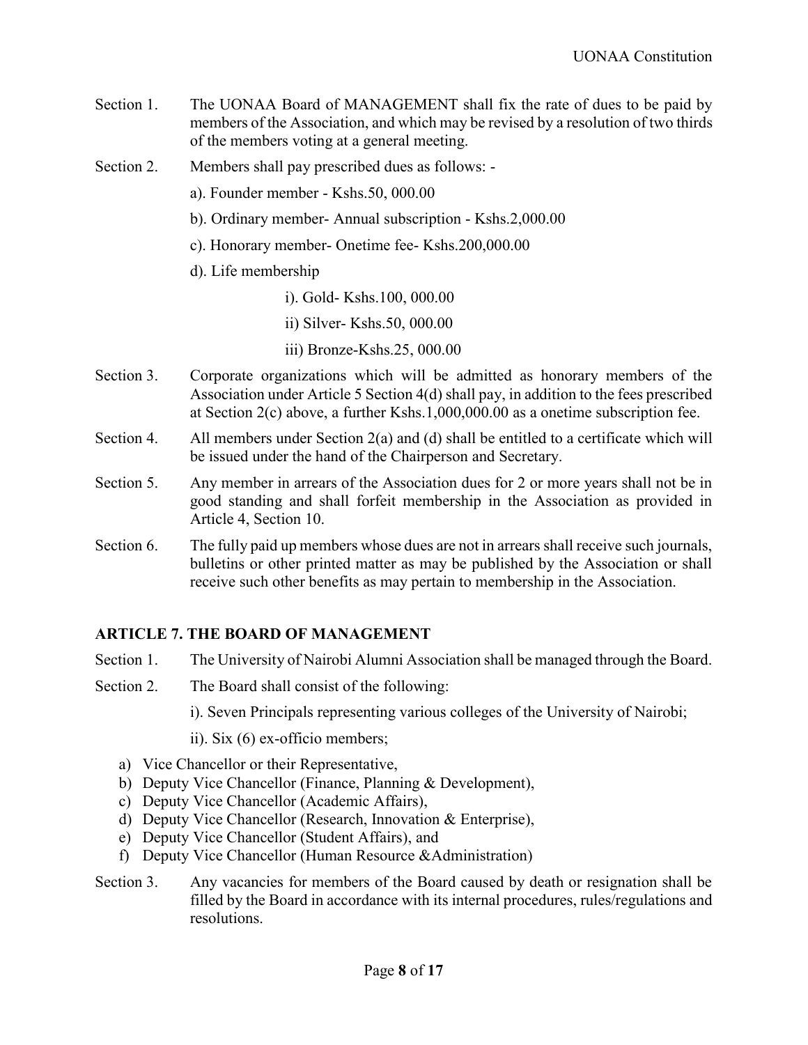Section 1. The UONAA Board of MANAGEMENT shall fix the rate of dues to be paid by members of the Association, and which may be revised by a resolution of two thirds of the members voting at a general meeting.

Section 2. Members shall pay prescribed dues as follows: -

a). Founder member - Kshs.50, 000.00

b). Ordinary member- Annual subscription - Kshs.2,000.00

c). Honorary member- Onetime fee- Kshs.200,000.00

d). Life membership

i). Gold- Kshs.100, 000.00

ii) Silver- Kshs.50, 000.00

iii) Bronze-Kshs.25, 000.00

Section 3. Corporate organizations which will be admitted as honorary members of the Association under Article 5 Section 4(d) shall pay, in addition to the fees prescribed at Section 2(c) above, a further Kshs.1,000,000.00 as a onetime subscription fee.

Section 4. All members under Section 2(a) and (d) shall be entitled to a certificate which will be issued under the hand of the Chairperson and Secretary.

Section 5. Any member in arrears of the Association dues for 2 or more years shall not be in good standing and shall forfeit membership in the Association as provided in Article 4, Section 10.

Section 6. The fully paid up members whose dues are not in arrears shall receive such journals, bulletins or other printed matter as may be published by the Association or shall receive such other benefits as may pertain to membership in the Association.

## ARTICLE 7. THE BOARD OF MANAGEMENT

Section 1. The University of Nairobi Alumni Association shall be managed through the Board.

Section 2. The Board shall consist of the following:

i). Seven Principals representing various colleges of the University of Nairobi;

ii). Six (6) ex-officio members;

a) Vice Chancellor or their Representative,
b) Deputy Vice Chancellor (Finance, Planning & Development),
c) Deputy Vice Chancellor (Academic Affairs),
d) Deputy Vice Chancellor (Research, Innovation & Enterprise),
e) Deputy Vice Chancellor (Student Affairs), and
f) Deputy Vice Chancellor (Human Resource &Administration)

Section 3. Any vacancies for members of the Board caused by death or resignation shall be filled by the Board in accordance with its internal procedures, rules/regulations and resolutions.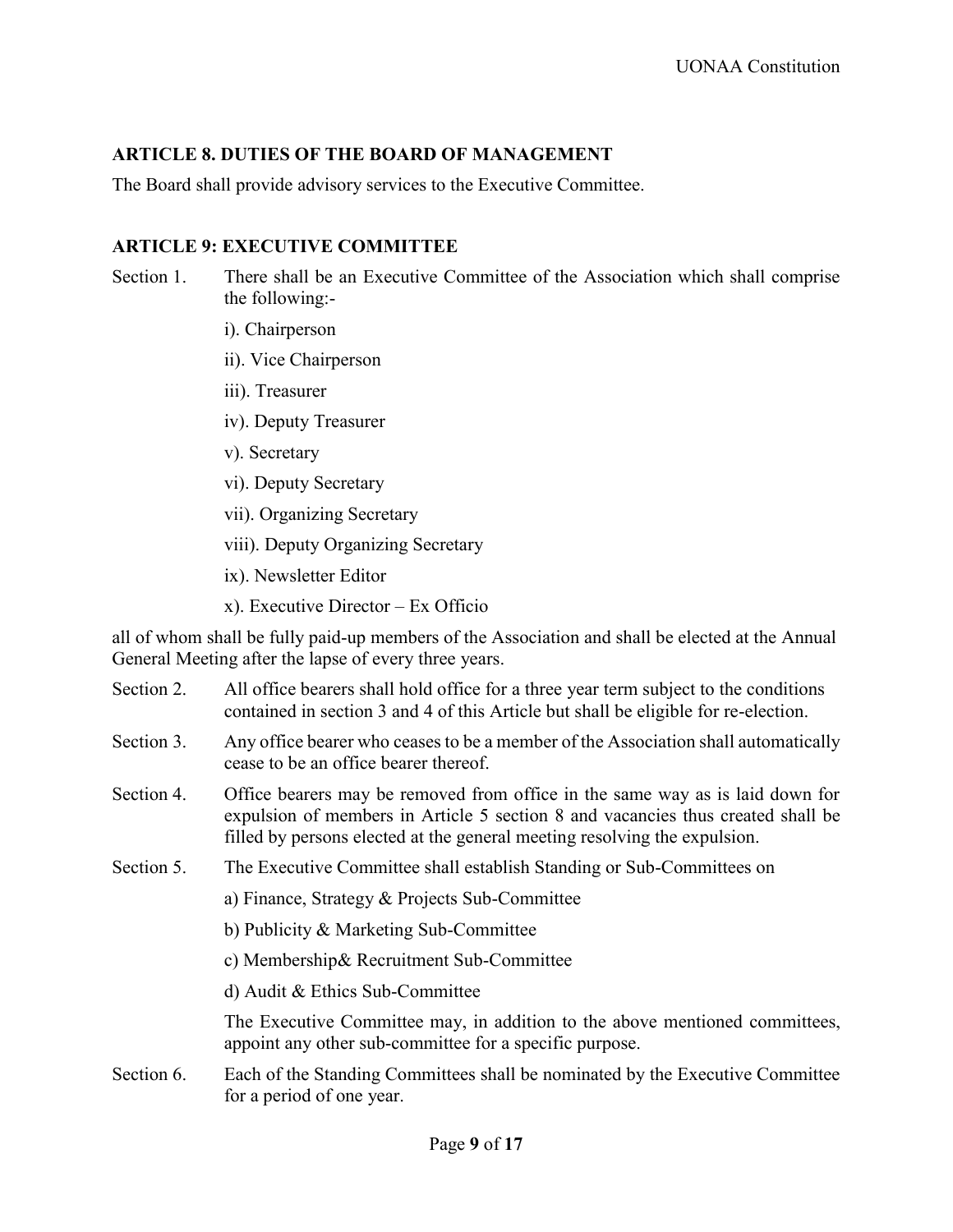### ARTICLE 8. DUTIES OF THE BOARD OF MANAGEMENT

The Board shall provide advisory services to the Executive Committee.

### ARTICLE 9: EXECUTIVE COMMITTEE

Section 1. There shall be an Executive Committee of the Association which shall comprise the following:-

i). Chairperson

ii). Vice Chairperson

iii). Treasurer

iv). Deputy Treasurer

v). Secretary

vi). Deputy Secretary

vii). Organizing Secretary

viii). Deputy Organizing Secretary

ix). Newsletter Editor

x). Executive Director – Ex Officio

all of whom shall be fully paid-up members of the Association and shall be elected at the Annual General Meeting after the lapse of every three years.

Section 2. All office bearers shall hold office for a three year term subject to the conditions contained in section 3 and 4 of this Article but shall be eligible for re-election.

Section 3. Any office bearer who ceases to be a member of the Association shall automatically cease to be an office bearer thereof.

Section 4. Office bearers may be removed from office in the same way as is laid down for expulsion of members in Article 5 section 8 and vacancies thus created shall be filled by persons elected at the general meeting resolving the expulsion.

Section 5. The Executive Committee shall establish Standing or Sub-Committees on

a) Finance, Strategy & Projects Sub-Committee

b) Publicity & Marketing Sub-Committee

c) Membership& Recruitment Sub-Committee

d) Audit & Ethics Sub-Committee

The Executive Committee may, in addition to the above mentioned committees, appoint any other sub-committee for a specific purpose.

Section 6. Each of the Standing Committees shall be nominated by the Executive Committee for a period of one year.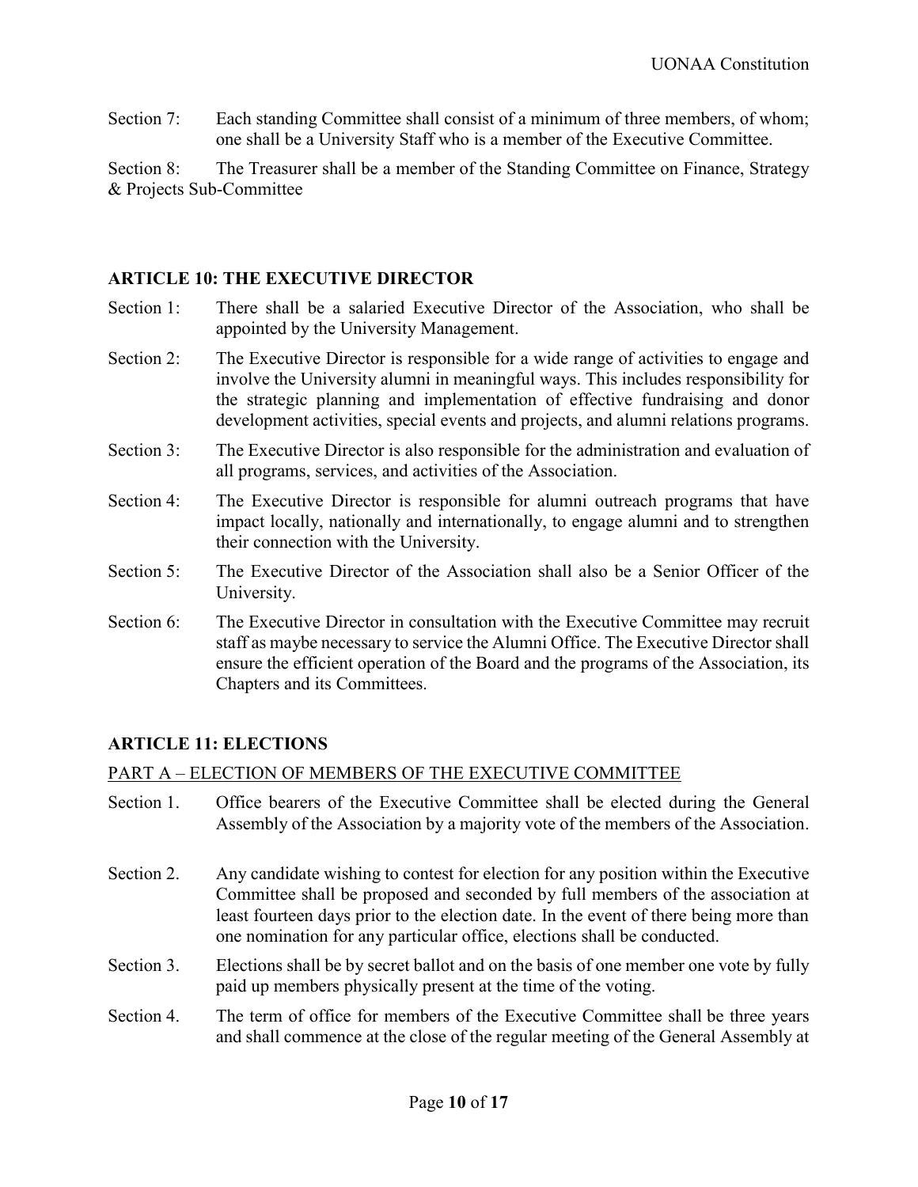Section 7: Each standing Committee shall consist of a minimum of three members, of whom; one shall be a University Staff who is a member of the Executive Committee.

Section 8: The Treasurer shall be a member of the Standing Committee on Finance, Strategy & Projects Sub-Committee

## ARTICLE 10: THE EXECUTIVE DIRECTOR

Section 1: There shall be a salaried Executive Director of the Association, who shall be appointed by the University Management.

Section 2: The Executive Director is responsible for a wide range of activities to engage and involve the University alumni in meaningful ways. This includes responsibility for the strategic planning and implementation of effective fundraising and donor development activities, special events and projects, and alumni relations programs.

Section 3: The Executive Director is also responsible for the administration and evaluation of all programs, services, and activities of the Association.

Section 4: The Executive Director is responsible for alumni outreach programs that have impact locally, nationally and internationally, to engage alumni and to strengthen their connection with the University.

Section 5: The Executive Director of the Association shall also be a Senior Officer of the University.

Section 6: The Executive Director in consultation with the Executive Committee may recruit staff as maybe necessary to service the Alumni Office. The Executive Director shall ensure the efficient operation of the Board and the programs of the Association, its Chapters and its Committees.

## ARTICLE 11: ELECTIONS

### PART A – ELECTION OF MEMBERS OF THE EXECUTIVE COMMITTEE

Section 1. Office bearers of the Executive Committee shall be elected during the General Assembly of the Association by a majority vote of the members of the Association.

Section 2. Any candidate wishing to contest for election for any position within the Executive Committee shall be proposed and seconded by full members of the association at least fourteen days prior to the election date. In the event of there being more than one nomination for any particular office, elections shall be conducted.

Section 3. Elections shall be by secret ballot and on the basis of one member one vote by fully paid up members physically present at the time of the voting.

Section 4. The term of office for members of the Executive Committee shall be three years and shall commence at the close of the regular meeting of the General Assembly at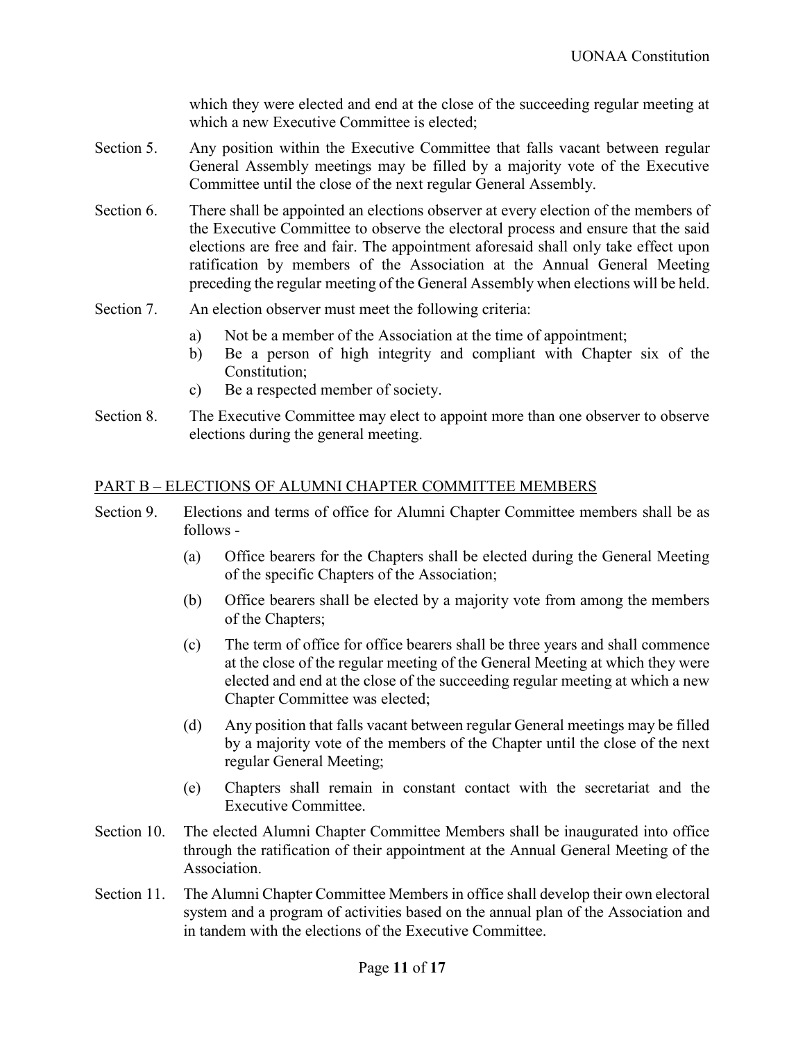which they were elected and end at the close of the succeeding regular meeting at which a new Executive Committee is elected;

Section 5. Any position within the Executive Committee that falls vacant between regular General Assembly meetings may be filled by a majority vote of the Executive Committee until the close of the next regular General Assembly.

Section 6. There shall be appointed an elections observer at every election of the members of the Executive Committee to observe the electoral process and ensure that the said elections are free and fair. The appointment aforesaid shall only take effect upon ratification by members of the Association at the Annual General Meeting preceding the regular meeting of the General Assembly when elections will be held.

Section 7. An election observer must meet the following criteria:

a) Not be a member of the Association at the time of appointment;
b) Be a person of high integrity and compliant with Chapter six of the Constitution;
c) Be a respected member of society.

Section 8. The Executive Committee may elect to appoint more than one observer to observe elections during the general meeting.

## PART B – ELECTIONS OF ALUMNI CHAPTER COMMITTEE MEMBERS

Section 9. Elections and terms of office for Alumni Chapter Committee members shall be as follows -

(a) Office bearers for the Chapters shall be elected during the General Meeting of the specific Chapters of the Association;

(b) Office bearers shall be elected by a majority vote from among the members of the Chapters;

(c) The term of office for office bearers shall be three years and shall commence at the close of the regular meeting of the General Meeting at which they were elected and end at the close of the succeeding regular meeting at which a new Chapter Committee was elected;

(d) Any position that falls vacant between regular General meetings may be filled by a majority vote of the members of the Chapter until the close of the next regular General Meeting;

(e) Chapters shall remain in constant contact with the secretariat and the Executive Committee.

Section 10. The elected Alumni Chapter Committee Members shall be inaugurated into office through the ratification of their appointment at the Annual General Meeting of the Association.

Section 11. The Alumni Chapter Committee Members in office shall develop their own electoral system and a program of activities based on the annual plan of the Association and in tandem with the elections of the Executive Committee.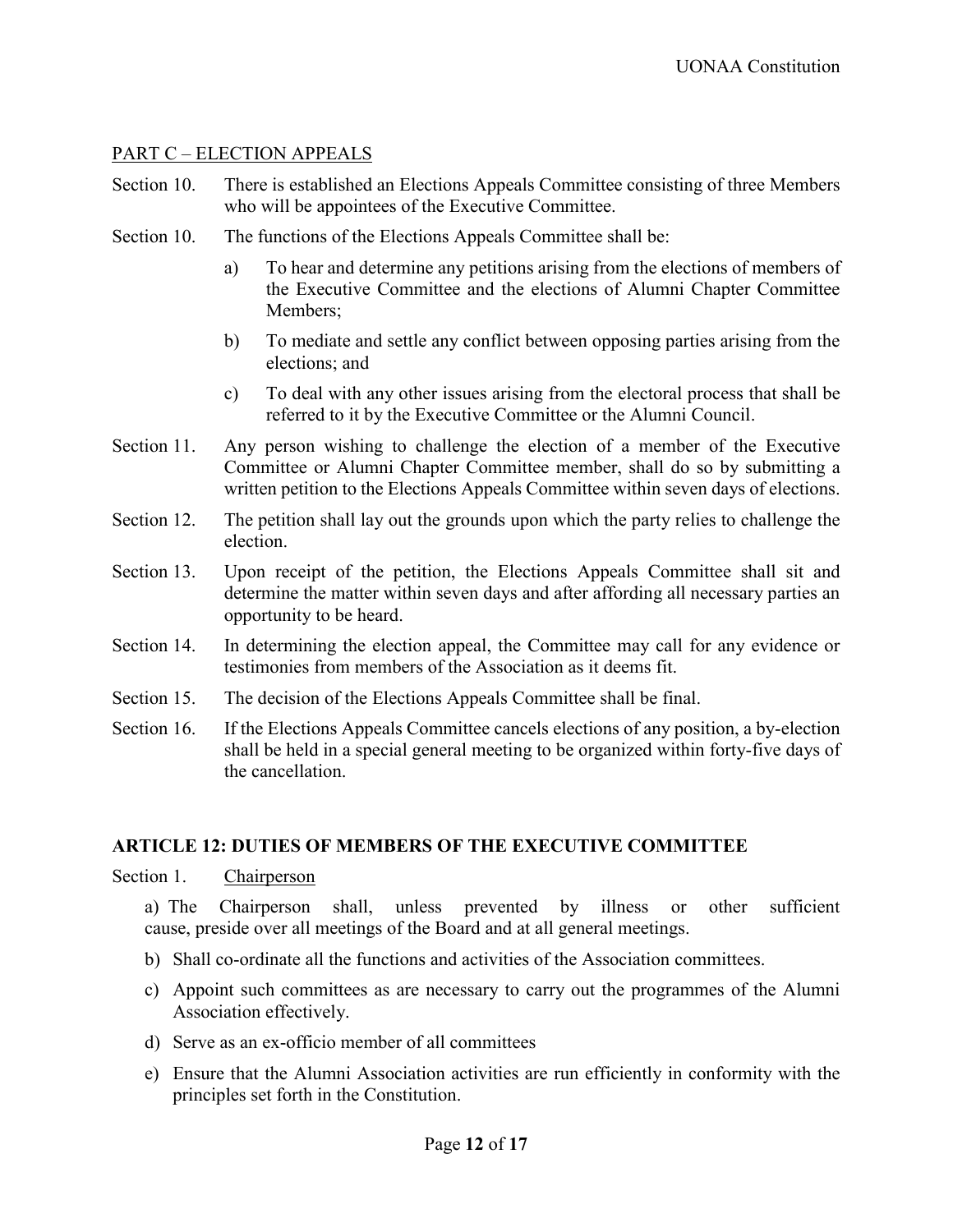PART C – ELECTION APPEALS

Section 10. There is established an Elections Appeals Committee consisting of three Members who will be appointees of the Executive Committee.

Section 10. The functions of the Elections Appeals Committee shall be:

a) To hear and determine any petitions arising from the elections of members of the Executive Committee and the elections of Alumni Chapter Committee Members;

b) To mediate and settle any conflict between opposing parties arising from the elections; and

c) To deal with any other issues arising from the electoral process that shall be referred to it by the Executive Committee or the Alumni Council.

Section 11. Any person wishing to challenge the election of a member of the Executive Committee or Alumni Chapter Committee member, shall do so by submitting a written petition to the Elections Appeals Committee within seven days of elections.

Section 12. The petition shall lay out the grounds upon which the party relies to challenge the election.

Section 13. Upon receipt of the petition, the Elections Appeals Committee shall sit and determine the matter within seven days and after affording all necessary parties an opportunity to be heard.

Section 14. In determining the election appeal, the Committee may call for any evidence or testimonies from members of the Association as it deems fit.

Section 15. The decision of the Elections Appeals Committee shall be final.

Section 16. If the Elections Appeals Committee cancels elections of any position, a by-election shall be held in a special general meeting to be organized within forty-five days of the cancellation.

## ARTICLE 12: DUTIES OF MEMBERS OF THE EXECUTIVE COMMITTEE

Section 1. Chairperson

a) The Chairperson shall, unless prevented by illness or other sufficient cause, preside over all meetings of the Board and at all general meetings.

b) Shall co-ordinate all the functions and activities of the Association committees.

c) Appoint such committees as are necessary to carry out the programmes of the Alumni Association effectively.

d) Serve as an ex-officio member of all committees

e) Ensure that the Alumni Association activities are run efficiently in conformity with the principles set forth in the Constitution.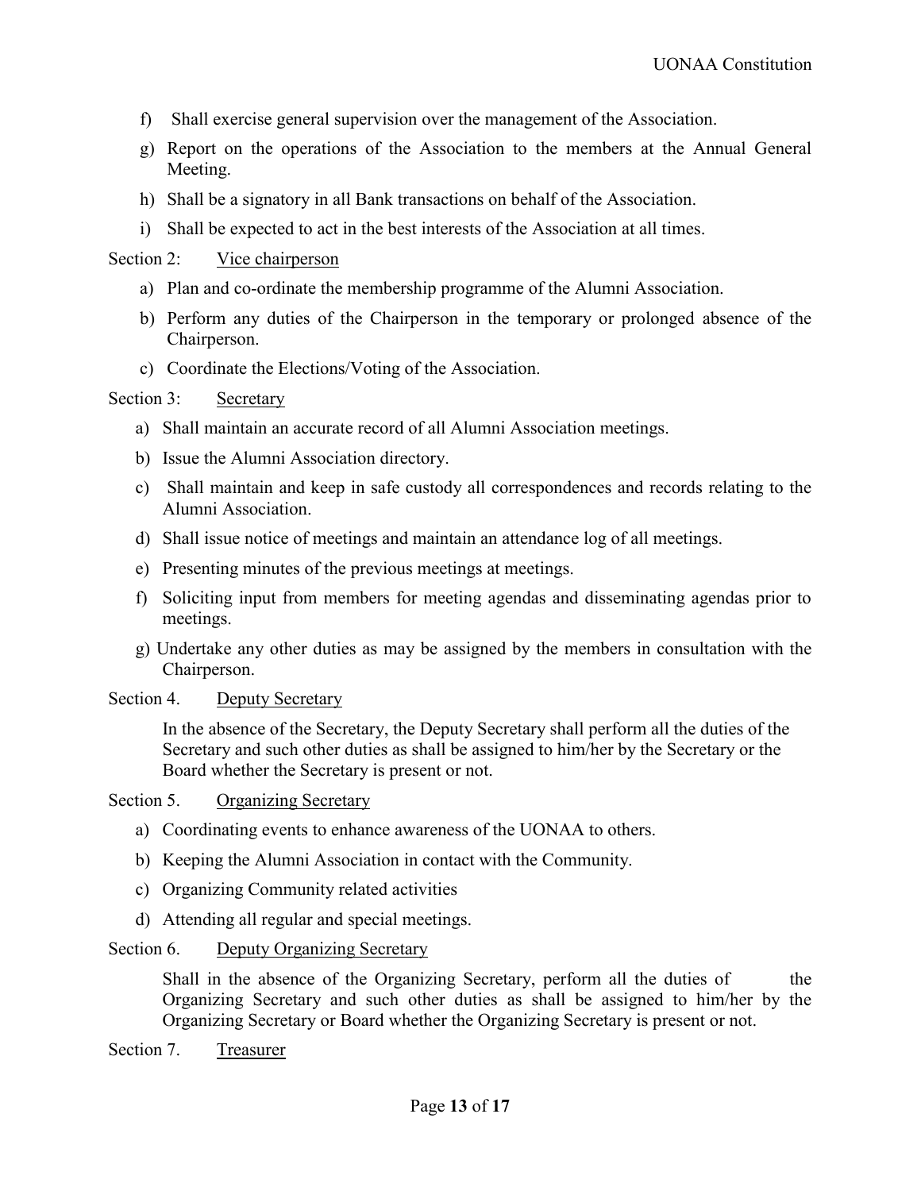f) Shall exercise general supervision over the management of the Association.

g) Report on the operations of the Association to the members at the Annual General Meeting.

h) Shall be a signatory in all Bank transactions on behalf of the Association.

i) Shall be expected to act in the best interests of the Association at all times.

Section 2: Vice chairperson

a) Plan and co-ordinate the membership programme of the Alumni Association.

b) Perform any duties of the Chairperson in the temporary or prolonged absence of the Chairperson.

c) Coordinate the Elections/Voting of the Association.

Section 3: Secretary

a) Shall maintain an accurate record of all Alumni Association meetings.

b) Issue the Alumni Association directory.

c) Shall maintain and keep in safe custody all correspondences and records relating to the Alumni Association.

d) Shall issue notice of meetings and maintain an attendance log of all meetings.

e) Presenting minutes of the previous meetings at meetings.

f) Soliciting input from members for meeting agendas and disseminating agendas prior to meetings.

g) Undertake any other duties as may be assigned by the members in consultation with the Chairperson.

Section 4. Deputy Secretary

In the absence of the Secretary, the Deputy Secretary shall perform all the duties of the Secretary and such other duties as shall be assigned to him/her by the Secretary or the Board whether the Secretary is present or not.

Section 5. Organizing Secretary

a) Coordinating events to enhance awareness of the UONAA to others.

b) Keeping the Alumni Association in contact with the Community.

c) Organizing Community related activities

d) Attending all regular and special meetings.

Section 6. Deputy Organizing Secretary

Shall in the absence of the Organizing Secretary, perform all the duties of the Organizing Secretary and such other duties as shall be assigned to him/her by the Organizing Secretary or Board whether the Organizing Secretary is present or not.

Section 7. Treasurer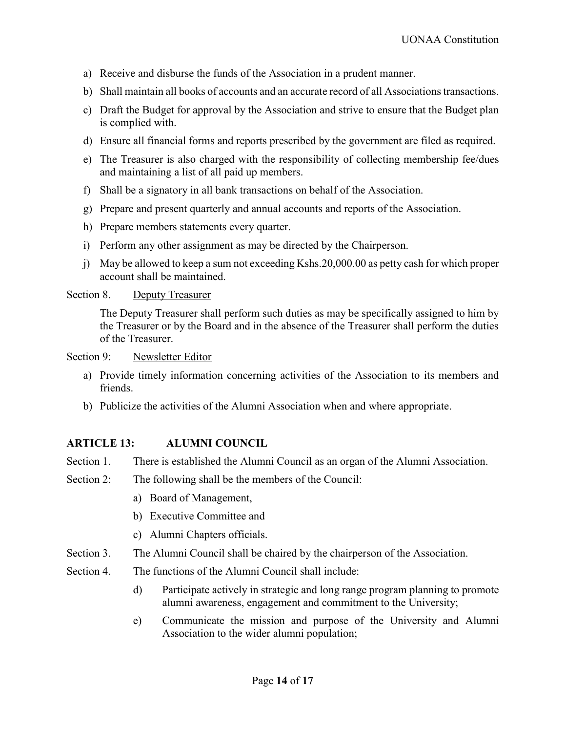a) Receive and disburse the funds of the Association in a prudent manner.

b) Shall maintain all books of accounts and an accurate record of all Associations transactions.

c) Draft the Budget for approval by the Association and strive to ensure that the Budget plan is complied with.

d) Ensure all financial forms and reports prescribed by the government are filed as required.

e) The Treasurer is also charged with the responsibility of collecting membership fee/dues and maintaining a list of all paid up members.

f) Shall be a signatory in all bank transactions on behalf of the Association.

g) Prepare and present quarterly and annual accounts and reports of the Association.

h) Prepare members statements every quarter.

i) Perform any other assignment as may be directed by the Chairperson.

j) May be allowed to keep a sum not exceeding Kshs.20,000.00 as petty cash for which proper account shall be maintained.

Section 8. Deputy Treasurer

The Deputy Treasurer shall perform such duties as may be specifically assigned to him by the Treasurer or by the Board and in the absence of the Treasurer shall perform the duties of the Treasurer.

Section 9: Newsletter Editor

a) Provide timely information concerning activities of the Association to its members and friends.

b) Publicize the activities of the Alumni Association when and where appropriate.

## ARTICLE 13: ALUMNI COUNCIL

Section 1. There is established the Alumni Council as an organ of the Alumni Association.

Section 2: The following shall be the members of the Council:

a) Board of Management,

b) Executive Committee and

c) Alumni Chapters officials.

Section 3. The Alumni Council shall be chaired by the chairperson of the Association.

Section 4. The functions of the Alumni Council shall include:

d) Participate actively in strategic and long range program planning to promote alumni awareness, engagement and commitment to the University;

e) Communicate the mission and purpose of the University and Alumni Association to the wider alumni population;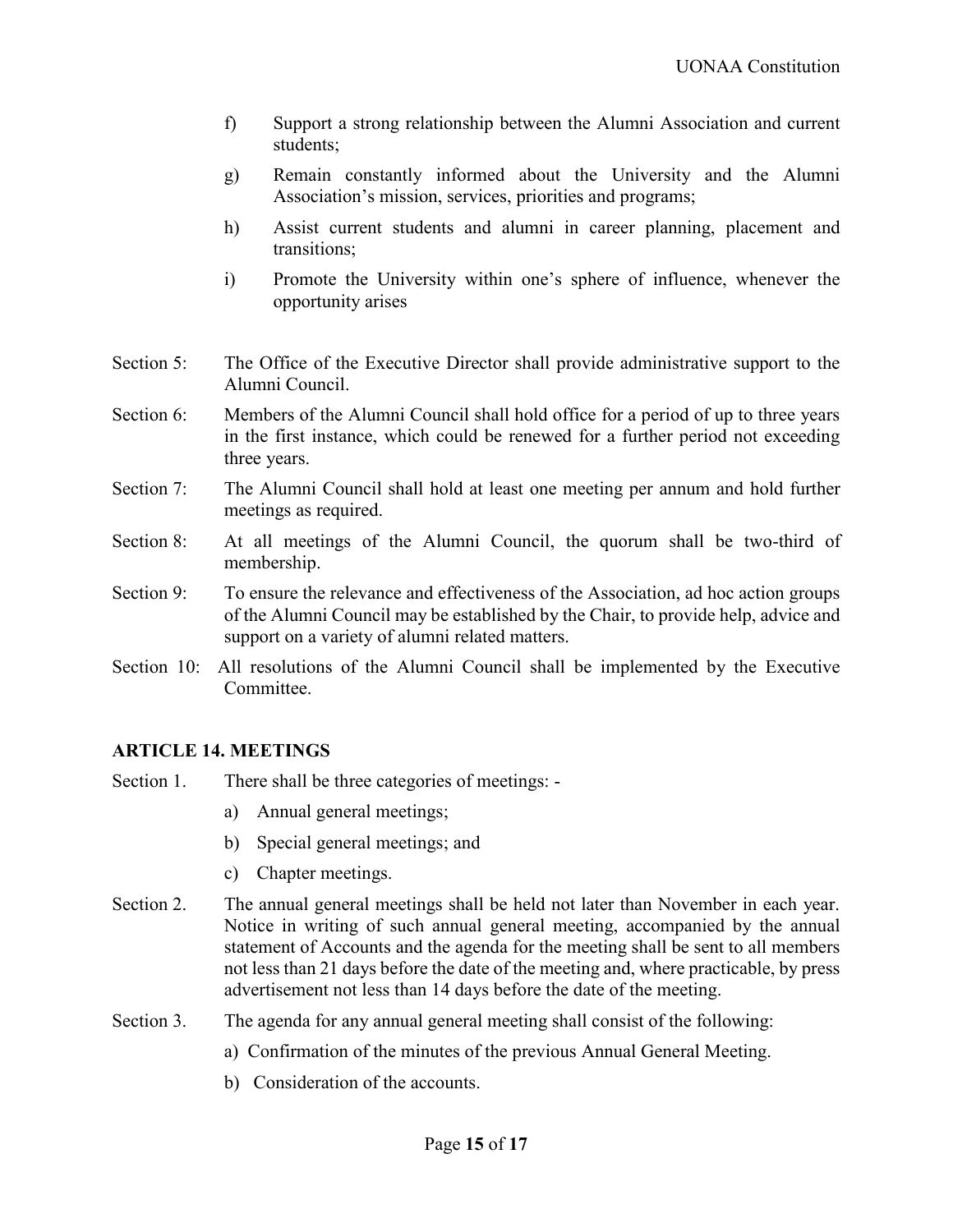f) Support a strong relationship between the Alumni Association and current students;

g) Remain constantly informed about the University and the Alumni Association's mission, services, priorities and programs;

h) Assist current students and alumni in career planning, placement and transitions;

i) Promote the University within one's sphere of influence, whenever the opportunity arises

Section 5: The Office of the Executive Director shall provide administrative support to the Alumni Council.

Section 6: Members of the Alumni Council shall hold office for a period of up to three years in the first instance, which could be renewed for a further period not exceeding three years.

Section 7: The Alumni Council shall hold at least one meeting per annum and hold further meetings as required.

Section 8: At all meetings of the Alumni Council, the quorum shall be two-third of membership.

Section 9: To ensure the relevance and effectiveness of the Association, ad hoc action groups of the Alumni Council may be established by the Chair, to provide help, advice and support on a variety of alumni related matters.

Section 10: All resolutions of the Alumni Council shall be implemented by the Executive Committee.

**ARTICLE 14. MEETINGS**

Section 1. There shall be three categories of meetings: -

a) Annual general meetings;

b) Special general meetings; and

c) Chapter meetings.

Section 2. The annual general meetings shall be held not later than November in each year. Notice in writing of such annual general meeting, accompanied by the annual statement of Accounts and the agenda for the meeting shall be sent to all members not less than 21 days before the date of the meeting and, where practicable, by press advertisement not less than 14 days before the date of the meeting.

Section 3. The agenda for any annual general meeting shall consist of the following:

a) Confirmation of the minutes of the previous Annual General Meeting.

b) Consideration of the accounts.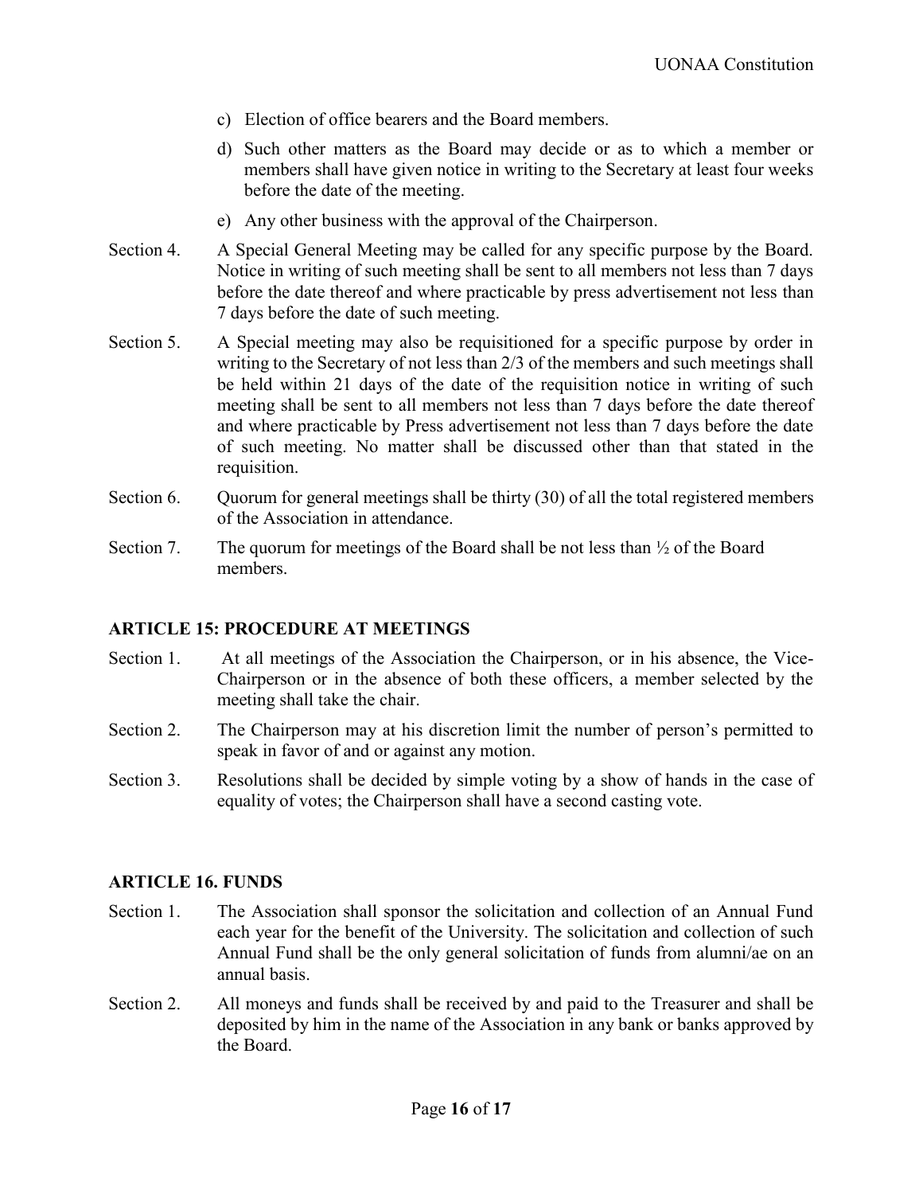c) Election of office bearers and the Board members.

d) Such other matters as the Board may decide or as to which a member or members shall have given notice in writing to the Secretary at least four weeks before the date of the meeting.

e) Any other business with the approval of the Chairperson.

Section 4. A Special General Meeting may be called for any specific purpose by the Board. Notice in writing of such meeting shall be sent to all members not less than 7 days before the date thereof and where practicable by press advertisement not less than 7 days before the date of such meeting.

Section 5. A Special meeting may also be requisitioned for a specific purpose by order in writing to the Secretary of not less than 2/3 of the members and such meetings shall be held within 21 days of the date of the requisition notice in writing of such meeting shall be sent to all members not less than 7 days before the date thereof and where practicable by Press advertisement not less than 7 days before the date of such meeting. No matter shall be discussed other than that stated in the requisition.

Section 6. Quorum for general meetings shall be thirty (30) of all the total registered members of the Association in attendance.

Section 7. The quorum for meetings of the Board shall be not less than ½ of the Board members.

## ARTICLE 15: PROCEDURE AT MEETINGS

Section 1. At all meetings of the Association the Chairperson, or in his absence, the Vice-Chairperson or in the absence of both these officers, a member selected by the meeting shall take the chair.

Section 2. The Chairperson may at his discretion limit the number of person's permitted to speak in favor of and or against any motion.

Section 3. Resolutions shall be decided by simple voting by a show of hands in the case of equality of votes; the Chairperson shall have a second casting vote.

## ARTICLE 16. FUNDS

Section 1. The Association shall sponsor the solicitation and collection of an Annual Fund each year for the benefit of the University. The solicitation and collection of such Annual Fund shall be the only general solicitation of funds from alumni/ae on an annual basis.

Section 2. All moneys and funds shall be received by and paid to the Treasurer and shall be deposited by him in the name of the Association in any bank or banks approved by the Board.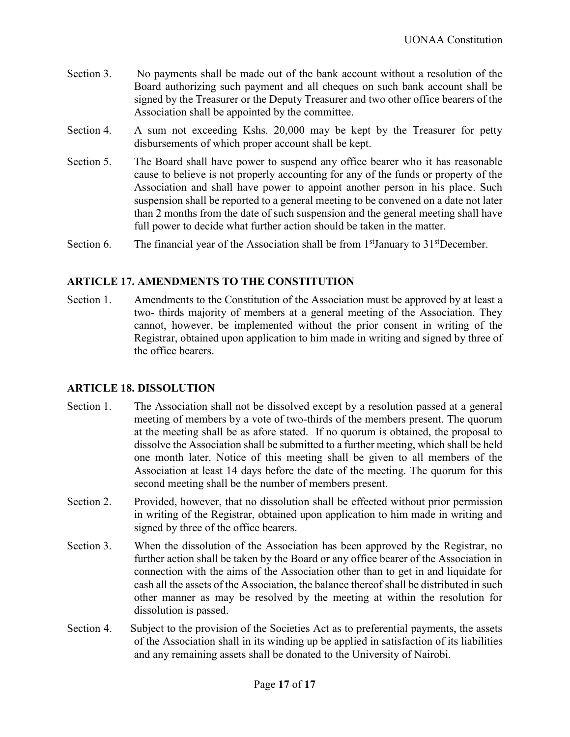Section 3. No payments shall be made out of the bank account without a resolution of the Board authorizing such payment and all cheques on such bank account shall be signed by the Treasurer or the Deputy Treasurer and two other office bearers of the Association shall be appointed by the committee.

Section 4. A sum not exceeding Kshs. 20,000 may be kept by the Treasurer for petty disbursements of which proper account shall be kept.

Section 5. The Board shall have power to suspend any office bearer who it has reasonable cause to believe is not properly accounting for any of the funds or property of the Association and shall have power to appoint another person in his place. Such suspension shall be reported to a general meeting to be convened on a date not later than 2 months from the date of such suspension and the general meeting shall have full power to decide what further action should be taken in the matter.

Section 6. The financial year of the Association shall be from 1st January to 31st December.

## ARTICLE 17. AMENDMENTS TO THE CONSTITUTION

Section 1. Amendments to the Constitution of the Association must be approved by at least a two- thirds majority of members at a general meeting of the Association. They cannot, however, be implemented without the prior consent in writing of the Registrar, obtained upon application to him made in writing and signed by three of the office bearers.

## ARTICLE 18. DISSOLUTION

Section 1. The Association shall not be dissolved except by a resolution passed at a general meeting of members by a vote of two-thirds of the members present. The quorum at the meeting shall be as afore stated. If no quorum is obtained, the proposal to dissolve the Association shall be submitted to a further meeting, which shall be held one month later. Notice of this meeting shall be given to all members of the Association at least 14 days before the date of the meeting. The quorum for this second meeting shall be the number of members present.

Section 2. Provided, however, that no dissolution shall be effected without prior permission in writing of the Registrar, obtained upon application to him made in writing and signed by three of the office bearers.

Section 3. When the dissolution of the Association has been approved by the Registrar, no further action shall be taken by the Board or any office bearer of the Association in connection with the aims of the Association other than to get in and liquidate for cash all the assets of the Association, the balance thereof shall be distributed in such other manner as may be resolved by the meeting at within the resolution for dissolution is passed.

Section 4. Subject to the provision of the Societies Act as to preferential payments, the assets of the Association shall in its winding up be applied in satisfaction of its liabilities and any remaining assets shall be donated to the University of Nairobi.